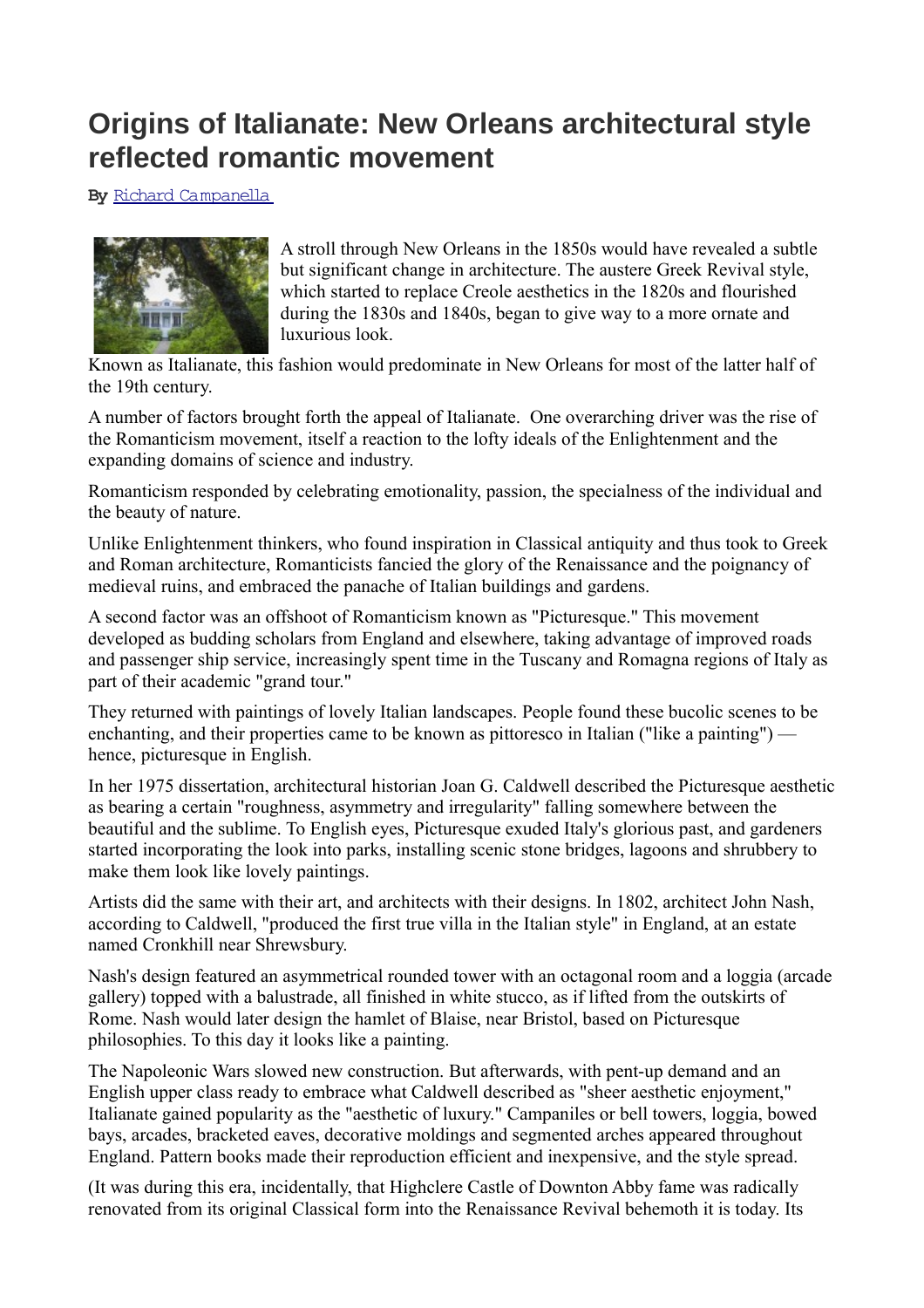# Origins of Italianate: New Orleans architectural style reflected romantic movement

**By** Richard Campanella

A stroll through New Orleans in the 1850s would have revealed a subtle but significant change in architecture. The austere Greek Revival style, which started to replace Creole aesthetics in the 1820s and flourished during the 1830s and 1840s, began to give way to a more ornate and luxurious look.

Known as Italianate, this fashion would predominate in New Orleans for most of the latter half of the 19th century.

A number of factors brought forth the appeal of Italianate. One overarching driver was the rise of the Romanticism movement, itself a reaction to the lofty ideals of the Enlightenment and the expanding domains of science and industry.

Romanticism responded by celebrating emotionality, passion, the specialness of the individual and the beauty of nature.

Unlike Enlightenment thinkers, who found inspiration in Classical antiquity and thus took to Greek and Roman architecture, Romanticists fancied the glory of the Renaissance and the poignancy of medieval ruins, and embraced the panache of Italian buildings and gardens.

A second factor was an offshoot of Romanticism known as "Picturesque." This movement developed as budding scholars from England and elsewhere, taking advantage of improved roads and passenger ship service, increasingly spent time in the Tuscany and Romagna regions of Italy as part of their academic "grand tour."

They returned with paintings of lovely Italian landscapes. People found these bucolic scenes to be enchanting, and their properties came to be known as pittoresco in Italian ("like a painting") — hence, picturesque in English.

In her 1975 dissertation, architectural historian Joan G. Caldwell described the Picturesque aesthetic as bearing a certain "roughness, asymmetry and irregularity" falling somewhere between the beautiful and the sublime. To English eyes, Picturesque exuded Italy's glorious past, and gardeners started incorporating the look into parks, installing scenic stone bridges, lagoons and shrubbery to make them look like lovely paintings.

Artists did the same with their art, and architects with their designs. In 1802, architect John Nash, according to Caldwell, "produced the first true villa in the Italian style" in England, at an estate named Cronkhill near Shrewsbury.

Nash's design featured an asymmetrical rounded tower with an octagonal room and a loggia (arcade gallery) topped with a balustrade, all finished in white stucco, as if lifted from the outskirts of Rome. Nash would later design the hamlet of Blaise, near Bristol, based on Picturesque philosophies. To this day it looks like a painting.

The Napoleonic Wars slowed new construction. But afterwards, with pent-up demand and an English upper class ready to embrace what Caldwell described as "sheer aesthetic enjoyment," Italianate gained popularity as the "aesthetic of luxury." Campaniles or bell towers, loggia, bowed bays, arcades, bracketed eaves, decorative moldings and segmented arches appeared throughout England. Pattern books made their reproduction efficient and inexpensive, and the style spread.

(It was during this era, incidentally, that Highclere Castle of Downton Abby fame was radically renovated from its original Classical form into the Renaissance Revival behemoth it is today. Its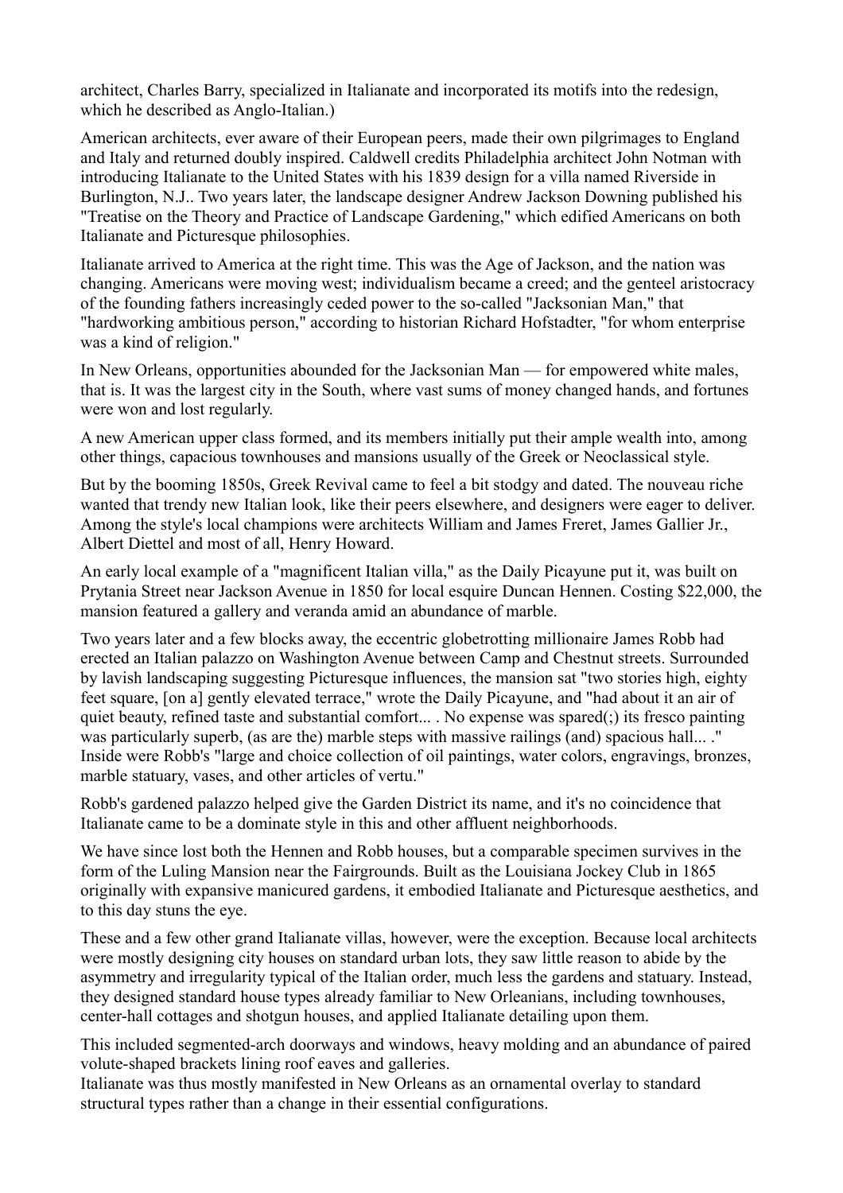architect, Charles Barry, specialized in Italianate and incorporated its motifs into the redesign, which he described as Anglo-Italian.)

American architects, ever aware of their European peers, made their own pilgrimages to England and Italy and returned doubly inspired. Caldwell credits Philadelphia architect John Notman with introducing Italianate to the United States with his 1839 design for a villa named Riverside in Burlington, N.J.. Two years later, the landscape designer Andrew Jackson Downing published his "Treatise on the Theory and Practice of Landscape Gardening," which edified Americans on both Italianate and Picturesque philosophies.

Italianate arrived to America at the right time. This was the Age of Jackson, and the nation was changing. Americans were moving west; individualism became a creed; and the genteel aristocracy of the founding fathers increasingly ceded power to the so-called "Jacksonian Man," that "hardworking ambitious person," according to historian Richard Hofstadter, "for whom enterprise was a kind of religion."

In New Orleans, opportunities abounded for the Jacksonian Man — for empowered white males, that is. It was the largest city in the South, where vast sums of money changed hands, and fortunes were won and lost regularly.

A new American upper class formed, and its members initially put their ample wealth into, among other things, capacious townhouses and mansions usually of the Greek or Neoclassical style.

But by the booming 1850s, Greek Revival came to feel a bit stodgy and dated. The nouveau riche wanted that trendy new Italian look, like their peers elsewhere, and designers were eager to deliver. Among the style's local champions were architects William and James Freret, James Gallier Jr., Albert Diettel and most of all, Henry Howard.

An early local example of a "magnificent Italian villa," as the Daily Picayune put it, was built on Prytania Street near Jackson Avenue in 1850 for local esquire Duncan Hennen. Costing $22,000, the mansion featured a gallery and veranda amid an abundance of marble.

Two years later and a few blocks away, the eccentric globetrotting millionaire James Robb had erected an Italian palazzo on Washington Avenue between Camp and Chestnut streets. Surrounded by lavish landscaping suggesting Picturesque influences, the mansion sat "two stories high, eighty feet square, [on a] gently elevated terrace," wrote the Daily Picayune, and "had about it an air of quiet beauty, refined taste and substantial comfort... . No expense was spared(;) its fresco painting was particularly superb, (as are the) marble steps with massive railings (and) spacious hall... ." Inside were Robb's "large and choice collection of oil paintings, water colors, engravings, bronzes, marble statuary, vases, and other articles of vertu."

Robb's gardened palazzo helped give the Garden District its name, and it's no coincidence that Italianate came to be a dominate style in this and other affluent neighborhoods.

We have since lost both the Hennen and Robb houses, but a comparable specimen survives in the form of the Luling Mansion near the Fairgrounds. Built as the Louisiana Jockey Club in 1865 originally with expansive manicured gardens, it embodied Italianate and Picturesque aesthetics, and to this day stuns the eye.

These and a few other grand Italianate villas, however, were the exception. Because local architects were mostly designing city houses on standard urban lots, they saw little reason to abide by the asymmetry and irregularity typical of the Italian order, much less the gardens and statuary. Instead, they designed standard house types already familiar to New Orleanians, including townhouses, center-hall cottages and shotgun houses, and applied Italianate detailing upon them.

This included segmented-arch doorways and windows, heavy molding and an abundance of paired volute-shaped brackets lining roof eaves and galleries.

Italianate was thus mostly manifested in New Orleans as an ornamental overlay to standard structural types rather than a change in their essential configurations.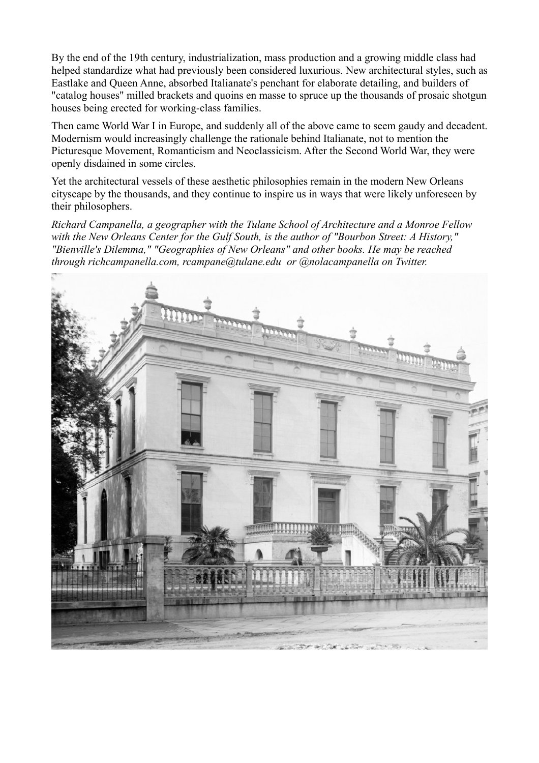By the end of the 19th century, industrialization, mass production and a growing middle class had helped standardize what had previously been considered luxurious. New architectural styles, such as Eastlake and Queen Anne, absorbed Italianate's penchant for elaborate detailing, and builders of "catalog houses" milled brackets and quoins en masse to spruce up the thousands of prosaic shotgun houses being erected for working-class families.

Then came World War I in Europe, and suddenly all of the above came to seem gaudy and decadent. Modernism would increasingly challenge the rationale behind Italianate, not to mention the Picturesque Movement, Romanticism and Neoclassicism. After the Second World War, they were openly disdained in some circles.

Yet the architectural vessels of these aesthetic philosophies remain in the modern New Orleans cityscape by the thousands, and they continue to inspire us in ways that were likely unforeseen by their philosophers.

*Richard Campanella, a geographer with the Tulane School of Architecture and a Monroe Fellow with the New Orleans Center for the Gulf South, is the author of "Bourbon Street: A History," "Bienville's Dilemma," "Geographies of New Orleans" and other books. He may be reached through richcampanella.com, rcampane@tulane.edu or @nolacampanella on Twitter.*